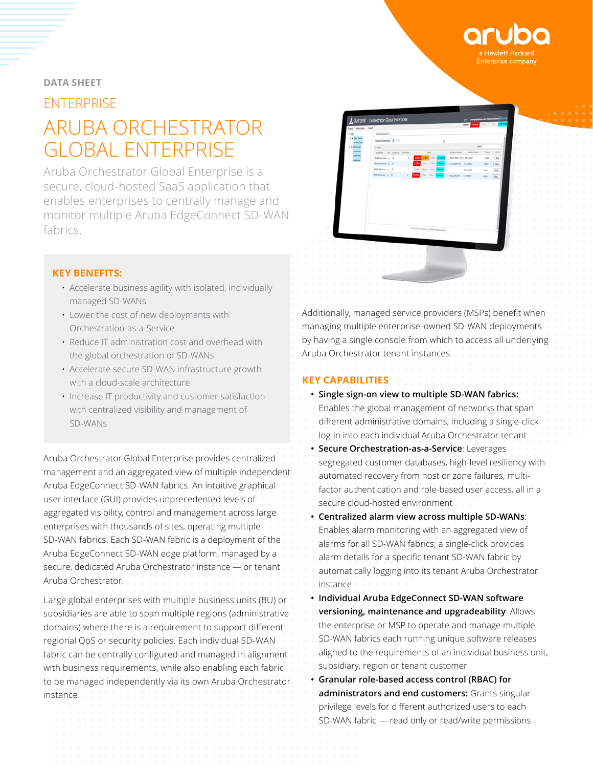DATA SHEET

ENTERPRISE

# ARUBA ORCHESTRATOR GLOBAL ENTERPRISE

Aruba Orchestrator Global Enterprise is a secure, cloud-hosted SaaS application that enables enterprises to centrally manage and monitor multiple Aruba EdgeConnect SD-WAN fabrics.

## KEY BENEFITS:

- Accelerate business agility with isolated, individually managed SD-WANs
- Lower the cost of new deployments with Orchestration-as-a-Service
- Reduce IT administration cost and overhead with the global orchestration of SD-WANs
- Accelerate secure SD-WAN infrastructure growth with a cloud-scale architecture
- Increase IT productivity and customer satisfaction with centralized visibility and management of SD-WANs

Aruba Orchestrator Global Enterprise provides centralized management and an aggregated view of multiple independent Aruba EdgeConnect SD-WAN fabrics. An intuitive graphical user interface (GUI) provides unprecedented levels of aggregated visibility, control and management across large enterprises with thousands of sites, operating multiple SD-WAN fabrics. Each SD-WAN fabric is a deployment of the Aruba EdgeConnect SD-WAN edge platform, managed by a secure, dedicated Aruba Orchestrator instance — or tenant Aruba Orchestrator.

Large global enterprises with multiple business units (BU) or subsidiaries are able to span multiple regions (administrative domains) where there is a requirement to support different regional QoS or security policies. Each individual SD-WAN fabric can be centrally configured and managed in alignment with business requirements, while also enabling each fabric to be managed independently via its own Aruba Orchestrator instance.

Additionally, managed service providers (MSPs) benefit when managing multiple enterprise-owned SD-WAN deployments by having a single console from which to access all underlying Aruba Orchestrator tenant instances.

## KEY CAPABILITIES

- **Single sign-on view to multiple SD-WAN fabrics:** Enables the global management of networks that span different administrative domains, including a single-click log-in into each individual Aruba Orchestrator tenant
- **Secure Orchestration-as-a-Service**: Leverages segregated customer databases, high-level resiliency with automated recovery from host or zone failures, multi-factor authentication and role-based user access, all in a secure cloud-hosted environment
- **Centralized alarm view across multiple SD-WANs**: Enables alarm monitoring with an aggregated view of alarms for all SD-WAN fabrics; a single-click provides alarm details for a specific tenant SD-WAN fabric by automatically logging into its tenant Aruba Orchestrator instance
- **Individual Aruba EdgeConnect SD-WAN software versioning, maintenance and upgradeability**: Allows the enterprise or MSP to operate and manage multiple SD-WAN fabrics each running unique software releases aligned to the requirements of an individual business unit, subsidiary, region or tenant customer
- **Granular role-based access control (RBAC) for administrators and end customers:** Grants singular privilege levels for different authorized users to each SD-WAN fabric — read only or read/write permissions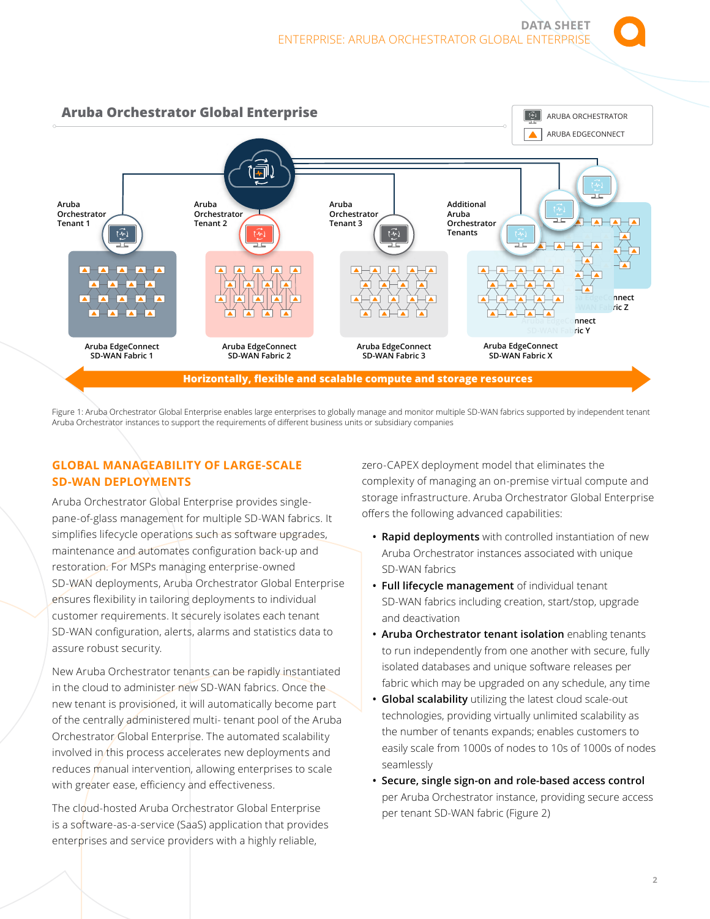## Aruba Orchestrator Global Enterprise

Figure 1: Aruba Orchestrator Global Enterprise enables large enterprises to globally manage and monitor multiple SD-WAN fabrics supported by independent tenant Aruba Orchestrator instances to support the requirements of different business units or subsidiary companies

## GLOBAL MANAGEABILITY OF LARGE-SCALE SD-WAN DEPLOYMENTS

Aruba Orchestrator Global Enterprise provides single-pane-of-glass management for multiple SD-WAN fabrics. It simplifies lifecycle operations such as software upgrades, maintenance and automates configuration back-up and restoration. For MSPs managing enterprise-owned SD-WAN deployments, Aruba Orchestrator Global Enterprise ensures flexibility in tailoring deployments to individual customer requirements. It securely isolates each tenant SD-WAN configuration, alerts, alarms and statistics data to assure robust security.

New Aruba Orchestrator tenants can be rapidly instantiated in the cloud to administer new SD-WAN fabrics. Once the new tenant is provisioned, it will automatically become part of the centrally administered multi- tenant pool of the Aruba Orchestrator Global Enterprise. The automated scalability involved in this process accelerates new deployments and reduces manual intervention, allowing enterprises to scale with greater ease, efficiency and effectiveness.

The cloud-hosted Aruba Orchestrator Global Enterprise is a software-as-a-service (SaaS) application that provides enterprises and service providers with a highly reliable, zero-CAPEX deployment model that eliminates the complexity of managing an on-premise virtual compute and storage infrastructure. Aruba Orchestrator Global Enterprise offers the following advanced capabilities:

- **Rapid deployments** with controlled instantiation of new Aruba Orchestrator instances associated with unique SD-WAN fabrics
- **Full lifecycle management** of individual tenant SD-WAN fabrics including creation, start/stop, upgrade and deactivation
- **Aruba Orchestrator tenant isolation** enabling tenants to run independently from one another with secure, fully isolated databases and unique software releases per fabric which may be upgraded on any schedule, any time
- **Global scalability** utilizing the latest cloud scale-out technologies, providing virtually unlimited scalability as the number of tenants expands; enables customers to easily scale from 1000s of nodes to 10s of 1000s of nodes seamlessly
- **Secure, single sign-on and role-based access control** per Aruba Orchestrator instance, providing secure access per tenant SD-WAN fabric (Figure 2)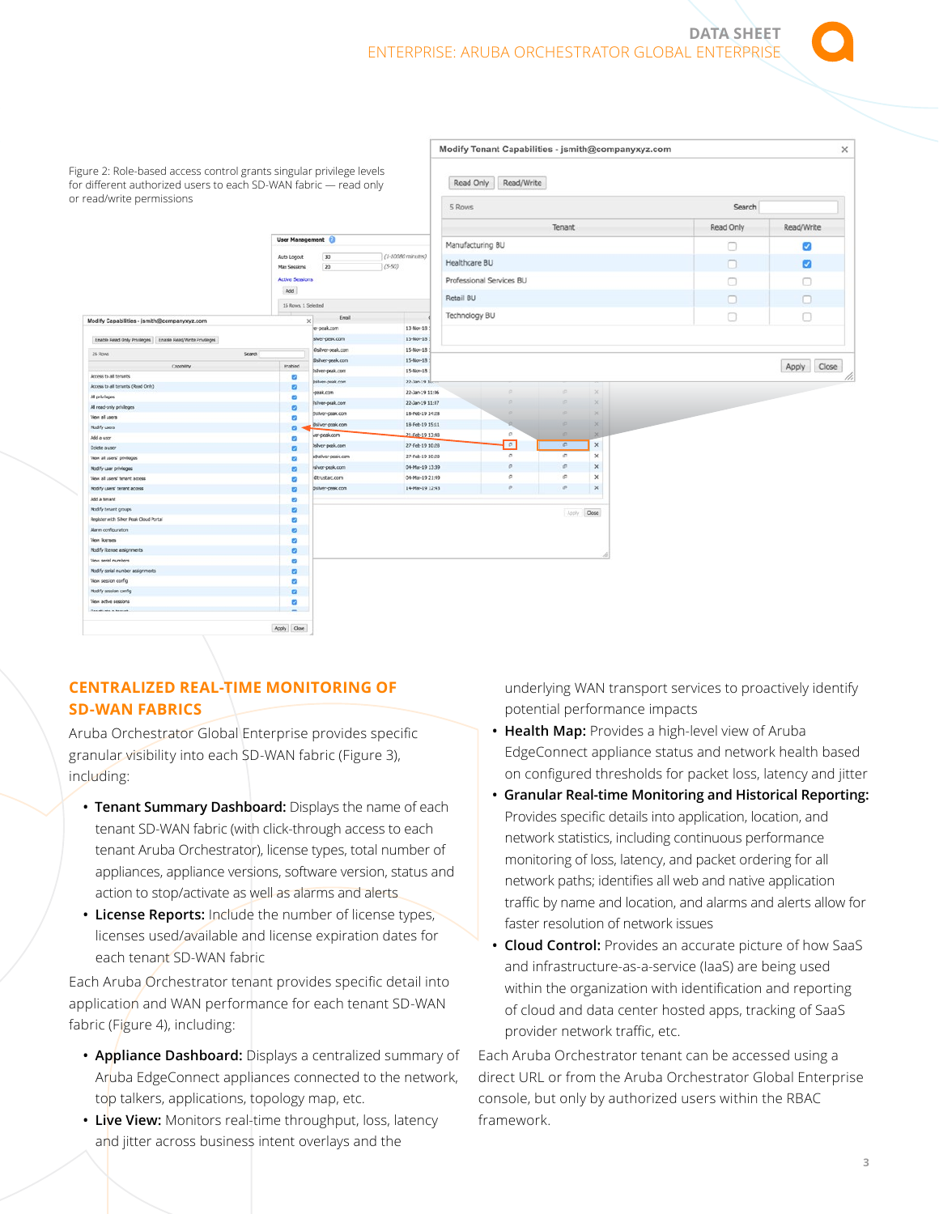Figure 2: Role-based access control grants singular privilege levels for different authorized users to each SD-WAN fabric — read only or read/write permissions

## CENTRALIZED REAL-TIME MONITORING OF SD-WAN FABRICS

Aruba Orchestrator Global Enterprise provides specific granular visibility into each SD-WAN fabric (Figure 3), including:

- **Tenant Summary Dashboard:** Displays the name of each tenant SD-WAN fabric (with click-through access to each tenant Aruba Orchestrator), license types, total number of appliances, appliance versions, software version, status and action to stop/activate as well as alarms and alerts
- **License Reports:** Include the number of license types, licenses used/available and license expiration dates for each tenant SD-WAN fabric

Each Aruba Orchestrator tenant provides specific detail into application and WAN performance for each tenant SD-WAN fabric (Figure 4), including:

- **Appliance Dashboard:** Displays a centralized summary of Aruba EdgeConnect appliances connected to the network, top talkers, applications, topology map, etc.
- **Live View:** Monitors real-time throughput, loss, latency and jitter across business intent overlays and the underlying WAN transport services to proactively identify potential performance impacts
- **Health Map:** Provides a high-level view of Aruba EdgeConnect appliance status and network health based on configured thresholds for packet loss, latency and jitter
- **Granular Real-time Monitoring and Historical Reporting:** Provides specific details into application, location, and network statistics, including continuous performance monitoring of loss, latency, and packet ordering for all network paths; identifies all web and native application traffic by name and location, and alarms and alerts allow for faster resolution of network issues
- **Cloud Control:** Provides an accurate picture of how SaaS and infrastructure-as-a-service (IaaS) are being used within the organization with identification and reporting of cloud and data center hosted apps, tracking of SaaS provider network traffic, etc.

Each Aruba Orchestrator tenant can be accessed using a direct URL or from the Aruba Orchestrator Global Enterprise console, but only by authorized users within the RBAC framework.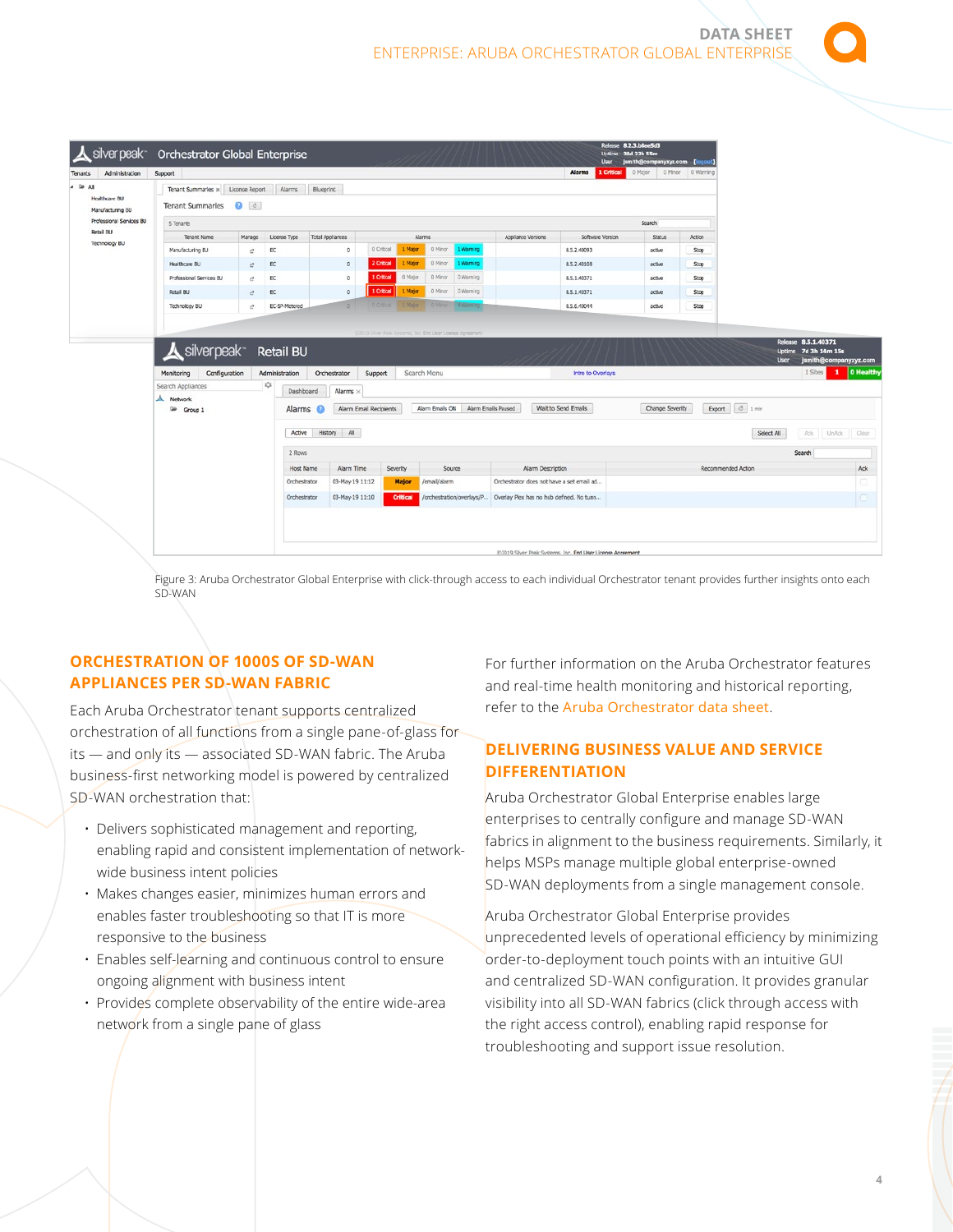Figure 3: Aruba Orchestrator Global Enterprise with click-through access to each individual Orchestrator tenant provides further insights onto each SD-WAN

## ORCHESTRATION OF 1000S OF SD-WAN APPLIANCES PER SD-WAN FABRIC

Each Aruba Orchestrator tenant supports centralized orchestration of all functions from a single pane-of-glass for its — and only its — associated SD-WAN fabric. The Aruba business-first networking model is powered by centralized SD-WAN orchestration that:

- Delivers sophisticated management and reporting, enabling rapid and consistent implementation of network-wide business intent policies
- Makes changes easier, minimizes human errors and enables faster troubleshooting so that IT is more responsive to the business
- Enables self-learning and continuous control to ensure ongoing alignment with business intent
- Provides complete observability of the entire wide-area network from a single pane of glass

For further information on the Aruba Orchestrator features and real-time health monitoring and historical reporting, refer to the Aruba Orchestrator data sheet.

## DELIVERING BUSINESS VALUE AND SERVICE DIFFERENTIATION

Aruba Orchestrator Global Enterprise enables large enterprises to centrally configure and manage SD-WAN fabrics in alignment to the business requirements. Similarly, it helps MSPs manage multiple global enterprise-owned SD-WAN deployments from a single management console.

Aruba Orchestrator Global Enterprise provides unprecedented levels of operational efficiency by minimizing order-to-deployment touch points with an intuitive GUI and centralized SD-WAN configuration. It provides granular visibility into all SD-WAN fabrics (click through access with the right access control), enabling rapid response for troubleshooting and support issue resolution.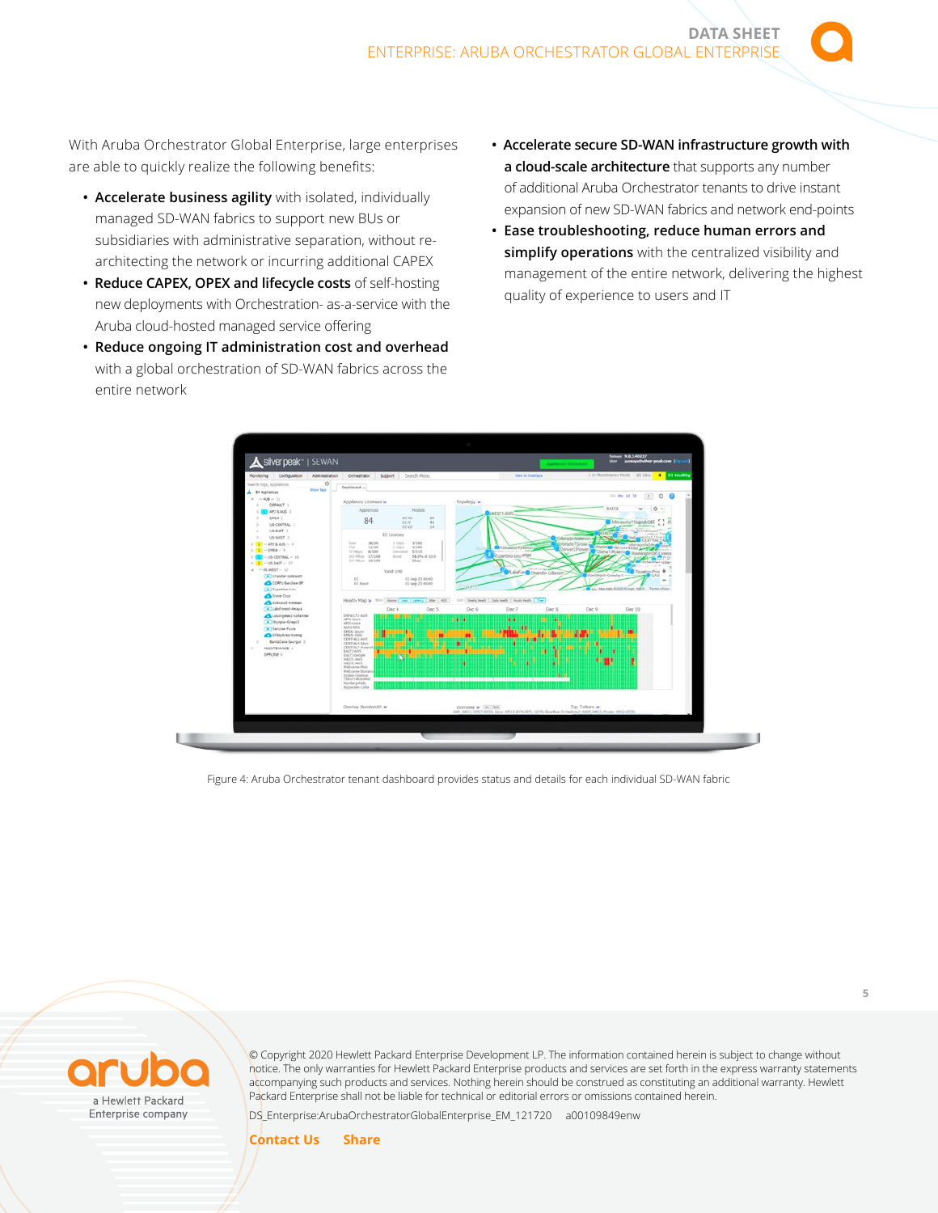With Aruba Orchestrator Global Enterprise, large enterprises are able to quickly realize the following benefits:

- **Accelerate business agility** with isolated, individually managed SD-WAN fabrics to support new BUs or subsidiaries with administrative separation, without re-architecting the network or incurring additional CAPEX
- **Reduce CAPEX, OPEX and lifecycle costs** of self-hosting new deployments with Orchestration- as-a-service with the Aruba cloud-hosted managed service offering
- **Reduce ongoing IT administration cost and overhead** with a global orchestration of SD-WAN fabrics across the entire network
- **Accelerate secure SD-WAN infrastructure growth with a cloud-scale architecture** that supports any number of additional Aruba Orchestrator tenants to drive instant expansion of new SD-WAN fabrics and network end-points
- **Ease troubleshooting, reduce human errors and simplify operations** with the centralized visibility and management of the entire network, delivering the highest quality of experience to users and IT

Figure 4: Aruba Orchestrator tenant dashboard provides status and details for each individual SD-WAN fabric

a Hewlett Packard Enterprise company

© Copyright 2020 Hewlett Packard Enterprise Development LP. The information contained herein is subject to change without notice. The only warranties for Hewlett Packard Enterprise products and services are set forth in the express warranty statements accompanying such products and services. Nothing herein should be construed as constituting an additional warranty. Hewlett Packard Enterprise shall not be liable for technical or editorial errors or omissions contained herein.

DS_Enterprise:ArubaOrchestratorGlobalEnterprise_EM_121720 a00109849enw

**Contact Us** **Share**